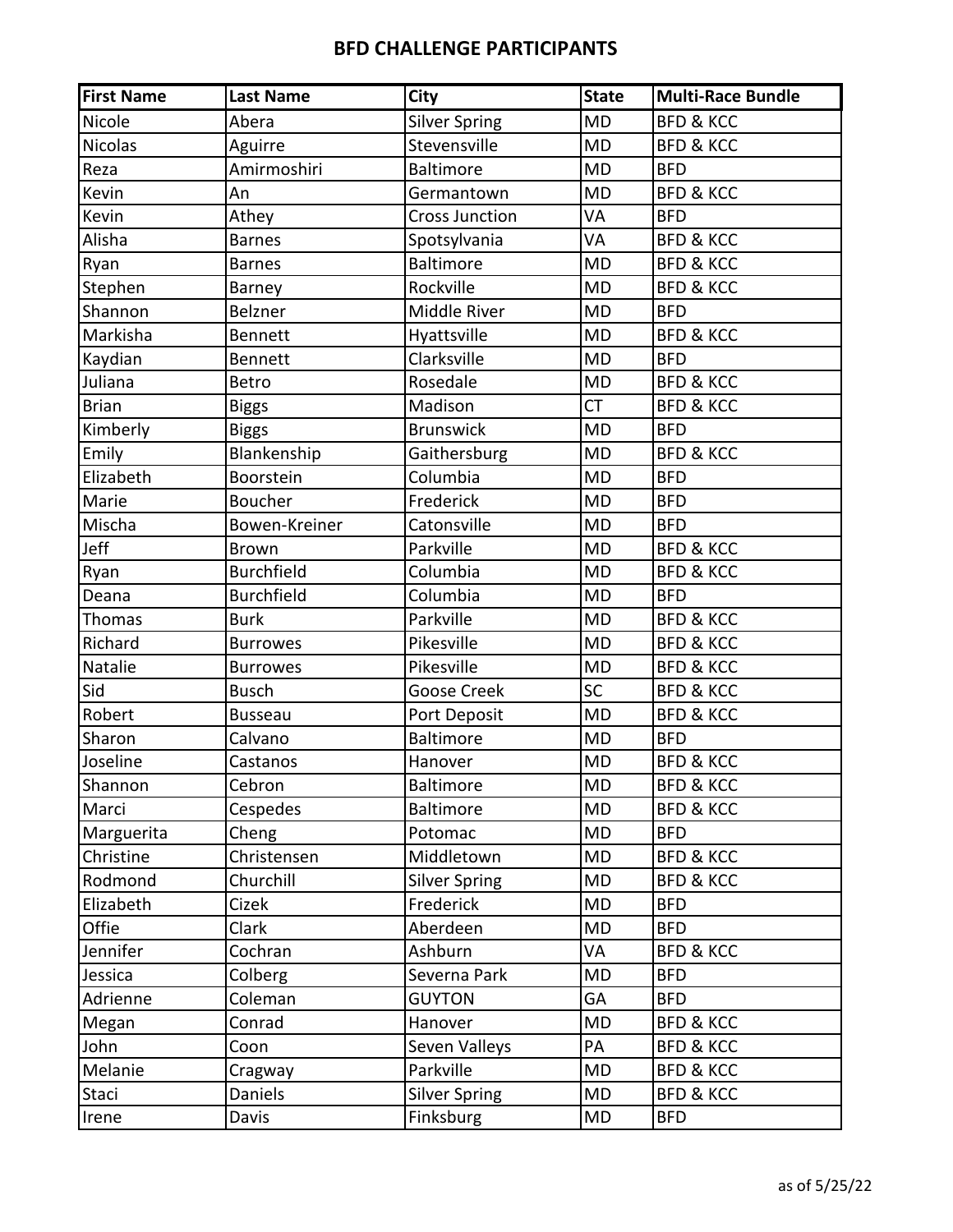# BFD CHALLENGE PARTICIPANTS

| First Name | Last Name | City | State | Multi-Race Bundle |
|---|---|---|---|---|
| Nicole | Abera | Silver Spring | MD | BFD & KCC |
| Nicolas | Aguirre | Stevensville | MD | BFD & KCC |
| Reza | Amirmoshiri | Baltimore | MD | BFD |
| Kevin | An | Germantown | MD | BFD & KCC |
| Kevin | Athey | Cross Junction | VA | BFD |
| Alisha | Barnes | Spotsylvania | VA | BFD & KCC |
| Ryan | Barnes | Baltimore | MD | BFD & KCC |
| Stephen | Barney | Rockville | MD | BFD & KCC |
| Shannon | Belzner | Middle River | MD | BFD |
| Markisha | Bennett | Hyattsville | MD | BFD & KCC |
| Kaydian | Bennett | Clarksville | MD | BFD |
| Juliana | Betro | Rosedale | MD | BFD & KCC |
| Brian | Biggs | Madison | CT | BFD & KCC |
| Kimberly | Biggs | Brunswick | MD | BFD |
| Emily | Blankenship | Gaithersburg | MD | BFD & KCC |
| Elizabeth | Boorstein | Columbia | MD | BFD |
| Marie | Boucher | Frederick | MD | BFD |
| Mischa | Bowen-Kreiner | Catonsville | MD | BFD |
| Jeff | Brown | Parkville | MD | BFD & KCC |
| Ryan | Burchfield | Columbia | MD | BFD & KCC |
| Deana | Burchfield | Columbia | MD | BFD |
| Thomas | Burk | Parkville | MD | BFD & KCC |
| Richard | Burrowes | Pikesville | MD | BFD & KCC |
| Natalie | Burrowes | Pikesville | MD | BFD & KCC |
| Sid | Busch | Goose Creek | SC | BFD & KCC |
| Robert | Busseau | Port Deposit | MD | BFD & KCC |
| Sharon | Calvano | Baltimore | MD | BFD |
| Joseline | Castanos | Hanover | MD | BFD & KCC |
| Shannon | Cebron | Baltimore | MD | BFD & KCC |
| Marci | Cespedes | Baltimore | MD | BFD & KCC |
| Marguerita | Cheng | Potomac | MD | BFD |
| Christine | Christensen | Middletown | MD | BFD & KCC |
| Rodmond | Churchill | Silver Spring | MD | BFD & KCC |
| Elizabeth | Cizek | Frederick | MD | BFD |
| Offie | Clark | Aberdeen | MD | BFD |
| Jennifer | Cochran | Ashburn | VA | BFD & KCC |
| Jessica | Colberg | Severna Park | MD | BFD |
| Adrienne | Coleman | GUYTON | GA | BFD |
| Megan | Conrad | Hanover | MD | BFD & KCC |
| John | Coon | Seven Valleys | PA | BFD & KCC |
| Melanie | Cragway | Parkville | MD | BFD & KCC |
| Staci | Daniels | Silver Spring | MD | BFD & KCC |
| Irene | Davis | Finksburg | MD | BFD |

as of 5/25/22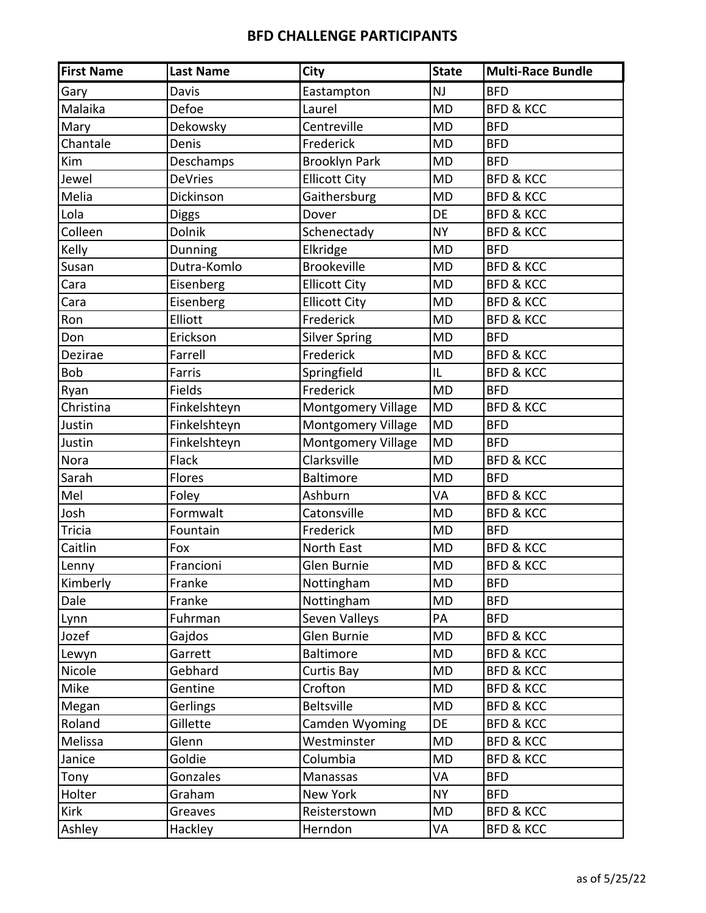## BFD CHALLENGE PARTICIPANTS

| First Name | Last Name | City | State | Multi-Race Bundle |
|---|---|---|---|---|
| Gary | Davis | Eastampton | NJ | BFD |
| Malaika | Defoe | Laurel | MD | BFD & KCC |
| Mary | Dekowsky | Centreville | MD | BFD |
| Chantale | Denis | Frederick | MD | BFD |
| Kim | Deschamps | Brooklyn Park | MD | BFD |
| Jewel | DeVries | Ellicott City | MD | BFD & KCC |
| Melia | Dickinson | Gaithersburg | MD | BFD & KCC |
| Lola | Diggs | Dover | DE | BFD & KCC |
| Colleen | Dolnik | Schenectady | NY | BFD & KCC |
| Kelly | Dunning | Elkridge | MD | BFD |
| Susan | Dutra-Komlo | Brookeville | MD | BFD & KCC |
| Cara | Eisenberg | Ellicott City | MD | BFD & KCC |
| Cara | Eisenberg | Ellicott City | MD | BFD & KCC |
| Ron | Elliott | Frederick | MD | BFD & KCC |
| Don | Erickson | Silver Spring | MD | BFD |
| Dezirae | Farrell | Frederick | MD | BFD & KCC |
| Bob | Farris | Springfield | IL | BFD & KCC |
| Ryan | Fields | Frederick | MD | BFD |
| Christina | Finkelshteyn | Montgomery Village | MD | BFD & KCC |
| Justin | Finkelshteyn | Montgomery Village | MD | BFD |
| Justin | Finkelshteyn | Montgomery Village | MD | BFD |
| Nora | Flack | Clarksville | MD | BFD & KCC |
| Sarah | Flores | Baltimore | MD | BFD |
| Mel | Foley | Ashburn | VA | BFD & KCC |
| Josh | Formwalt | Catonsville | MD | BFD & KCC |
| Tricia | Fountain | Frederick | MD | BFD |
| Caitlin | Fox | North East | MD | BFD & KCC |
| Lenny | Francioni | Glen Burnie | MD | BFD & KCC |
| Kimberly | Franke | Nottingham | MD | BFD |
| Dale | Franke | Nottingham | MD | BFD |
| Lynn | Fuhrman | Seven Valleys | PA | BFD |
| Jozef | Gajdos | Glen Burnie | MD | BFD & KCC |
| Lewyn | Garrett | Baltimore | MD | BFD & KCC |
| Nicole | Gebhard | Curtis Bay | MD | BFD & KCC |
| Mike | Gentine | Crofton | MD | BFD & KCC |
| Megan | Gerlings | Beltsville | MD | BFD & KCC |
| Roland | Gillette | Camden Wyoming | DE | BFD & KCC |
| Melissa | Glenn | Westminster | MD | BFD & KCC |
| Janice | Goldie | Columbia | MD | BFD & KCC |
| Tony | Gonzales | Manassas | VA | BFD |
| Holter | Graham | New York | NY | BFD |
| Kirk | Greaves | Reisterstown | MD | BFD & KCC |
| Ashley | Hackley | Herndon | VA | BFD & KCC |

as of 5/25/22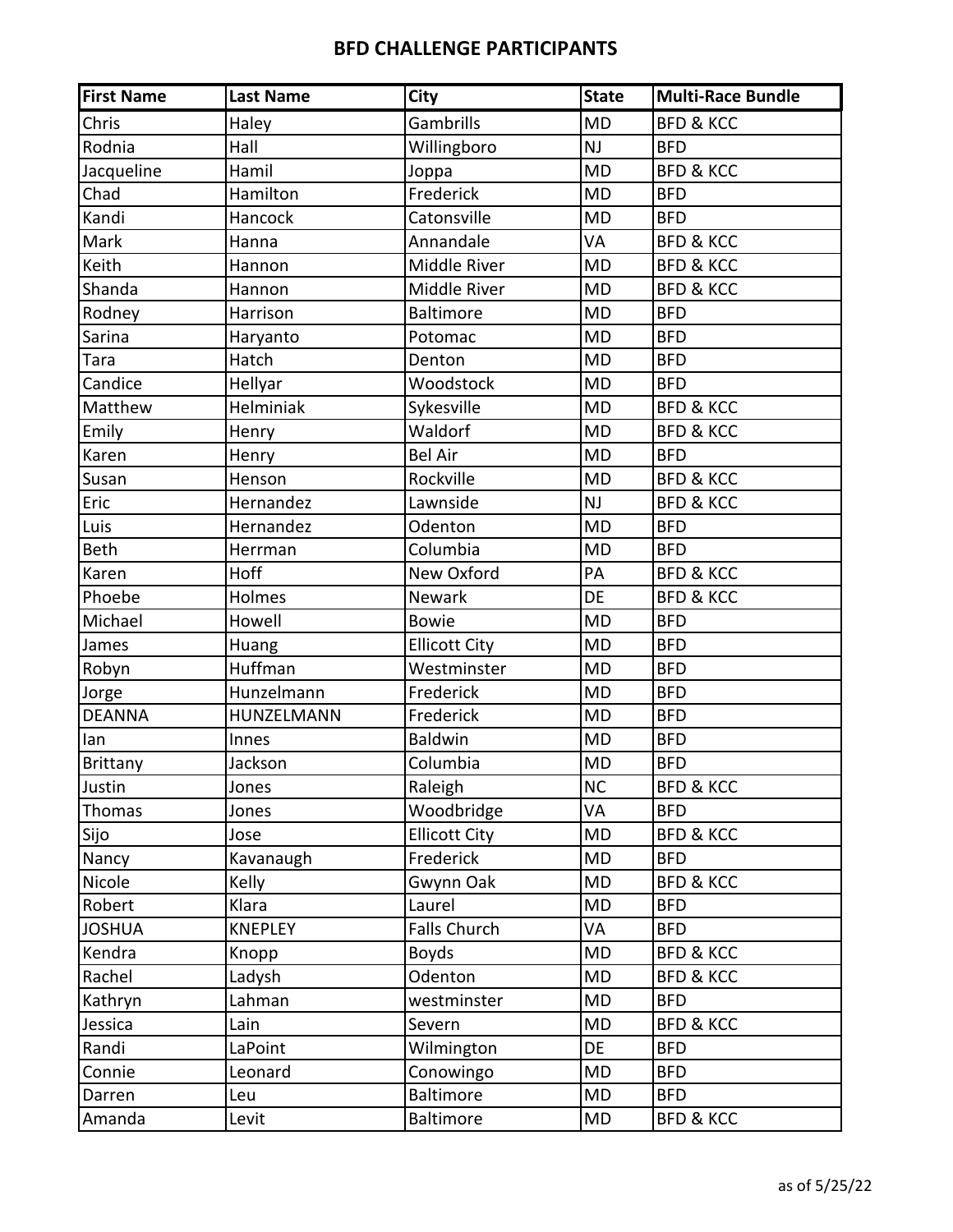## BFD CHALLENGE PARTICIPANTS

| First Name | Last Name | City | State | Multi-Race Bundle |
|---|---|---|---|---|
| Chris | Haley | Gambrills | MD | BFD & KCC |
| Rodnia | Hall | Willingboro | NJ | BFD |
| Jacqueline | Hamil | Joppa | MD | BFD & KCC |
| Chad | Hamilton | Frederick | MD | BFD |
| Kandi | Hancock | Catonsville | MD | BFD |
| Mark | Hanna | Annandale | VA | BFD & KCC |
| Keith | Hannon | Middle River | MD | BFD & KCC |
| Shanda | Hannon | Middle River | MD | BFD & KCC |
| Rodney | Harrison | Baltimore | MD | BFD |
| Sarina | Haryanto | Potomac | MD | BFD |
| Tara | Hatch | Denton | MD | BFD |
| Candice | Hellyar | Woodstock | MD | BFD |
| Matthew | Helminiak | Sykesville | MD | BFD & KCC |
| Emily | Henry | Waldorf | MD | BFD & KCC |
| Karen | Henry | Bel Air | MD | BFD |
| Susan | Henson | Rockville | MD | BFD & KCC |
| Eric | Hernandez | Lawnside | NJ | BFD & KCC |
| Luis | Hernandez | Odenton | MD | BFD |
| Beth | Herrman | Columbia | MD | BFD |
| Karen | Hoff | New Oxford | PA | BFD & KCC |
| Phoebe | Holmes | Newark | DE | BFD & KCC |
| Michael | Howell | Bowie | MD | BFD |
| James | Huang | Ellicott City | MD | BFD |
| Robyn | Huffman | Westminster | MD | BFD |
| Jorge | Hunzelmann | Frederick | MD | BFD |
| DEANNA | HUNZELMANN | Frederick | MD | BFD |
| Ian | Innes | Baldwin | MD | BFD |
| Brittany | Jackson | Columbia | MD | BFD |
| Justin | Jones | Raleigh | NC | BFD & KCC |
| Thomas | Jones | Woodbridge | VA | BFD |
| Sijo | Jose | Ellicott City | MD | BFD & KCC |
| Nancy | Kavanaugh | Frederick | MD | BFD |
| Nicole | Kelly | Gwynn Oak | MD | BFD & KCC |
| Robert | Klara | Laurel | MD | BFD |
| JOSHUA | KNEPLEY | Falls Church | VA | BFD |
| Kendra | Knopp | Boyds | MD | BFD & KCC |
| Rachel | Ladysh | Odenton | MD | BFD & KCC |
| Kathryn | Lahman | westminster | MD | BFD |
| Jessica | Lain | Severn | MD | BFD & KCC |
| Randi | LaPoint | Wilmington | DE | BFD |
| Connie | Leonard | Conowingo | MD | BFD |
| Darren | Leu | Baltimore | MD | BFD |
| Amanda | Levit | Baltimore | MD | BFD & KCC |

as of 5/25/22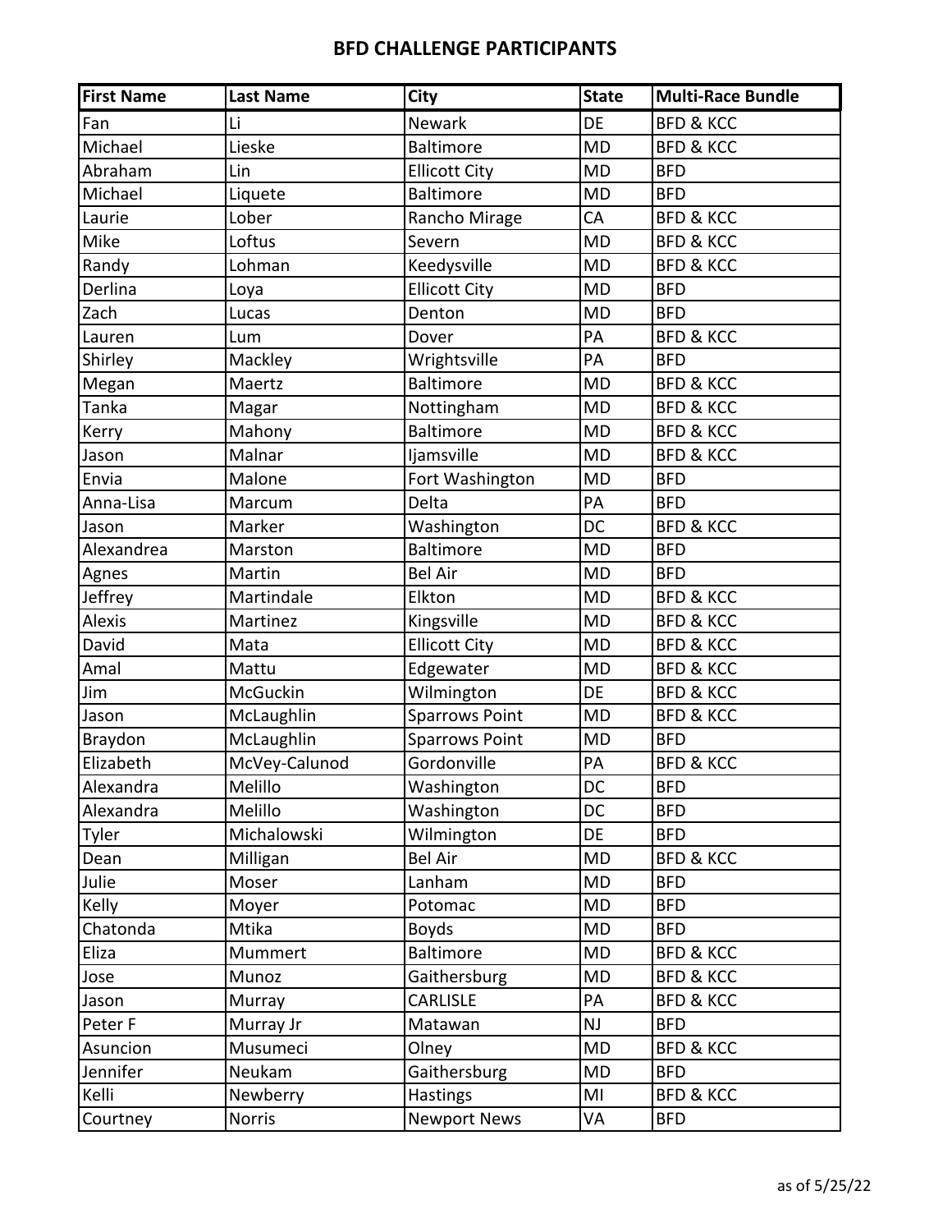## BFD CHALLENGE PARTICIPANTS

| First Name | Last Name | City | State | Multi-Race Bundle |
|---|---|---|---|---|
| Fan | Li | Newark | DE | BFD & KCC |
| Michael | Lieske | Baltimore | MD | BFD & KCC |
| Abraham | Lin | Ellicott City | MD | BFD |
| Michael | Liquete | Baltimore | MD | BFD |
| Laurie | Lober | Rancho Mirage | CA | BFD & KCC |
| Mike | Loftus | Severn | MD | BFD & KCC |
| Randy | Lohman | Keedysville | MD | BFD & KCC |
| Derlina | Loya | Ellicott City | MD | BFD |
| Zach | Lucas | Denton | MD | BFD |
| Lauren | Lum | Dover | PA | BFD & KCC |
| Shirley | Mackley | Wrightsville | PA | BFD |
| Megan | Maertz | Baltimore | MD | BFD & KCC |
| Tanka | Magar | Nottingham | MD | BFD & KCC |
| Kerry | Mahony | Baltimore | MD | BFD & KCC |
| Jason | Malnar | Ijamsville | MD | BFD & KCC |
| Envia | Malone | Fort Washington | MD | BFD |
| Anna-Lisa | Marcum | Delta | PA | BFD |
| Jason | Marker | Washington | DC | BFD & KCC |
| Alexandrea | Marston | Baltimore | MD | BFD |
| Agnes | Martin | Bel Air | MD | BFD |
| Jeffrey | Martindale | Elkton | MD | BFD & KCC |
| Alexis | Martinez | Kingsville | MD | BFD & KCC |
| David | Mata | Ellicott City | MD | BFD & KCC |
| Amal | Mattu | Edgewater | MD | BFD & KCC |
| Jim | McGuckin | Wilmington | DE | BFD & KCC |
| Jason | McLaughlin | Sparrows Point | MD | BFD & KCC |
| Braydon | McLaughlin | Sparrows Point | MD | BFD |
| Elizabeth | McVey-Calunod | Gordonville | PA | BFD & KCC |
| Alexandra | Melillo | Washington | DC | BFD |
| Alexandra | Melillo | Washington | DC | BFD |
| Tyler | Michalowski | Wilmington | DE | BFD |
| Dean | Milligan | Bel Air | MD | BFD & KCC |
| Julie | Moser | Lanham | MD | BFD |
| Kelly | Moyer | Potomac | MD | BFD |
| Chatonda | Mtika | Boyds | MD | BFD |
| Eliza | Mummert | Baltimore | MD | BFD & KCC |
| Jose | Munoz | Gaithersburg | MD | BFD & KCC |
| Jason | Murray | CARLISLE | PA | BFD & KCC |
| Peter F | Murray Jr | Matawan | NJ | BFD |
| Asuncion | Musumeci | Olney | MD | BFD & KCC |
| Jennifer | Neukam | Gaithersburg | MD | BFD |
| Kelli | Newberry | Hastings | MI | BFD & KCC |
| Courtney | Norris | Newport News | VA | BFD |

as of 5/25/22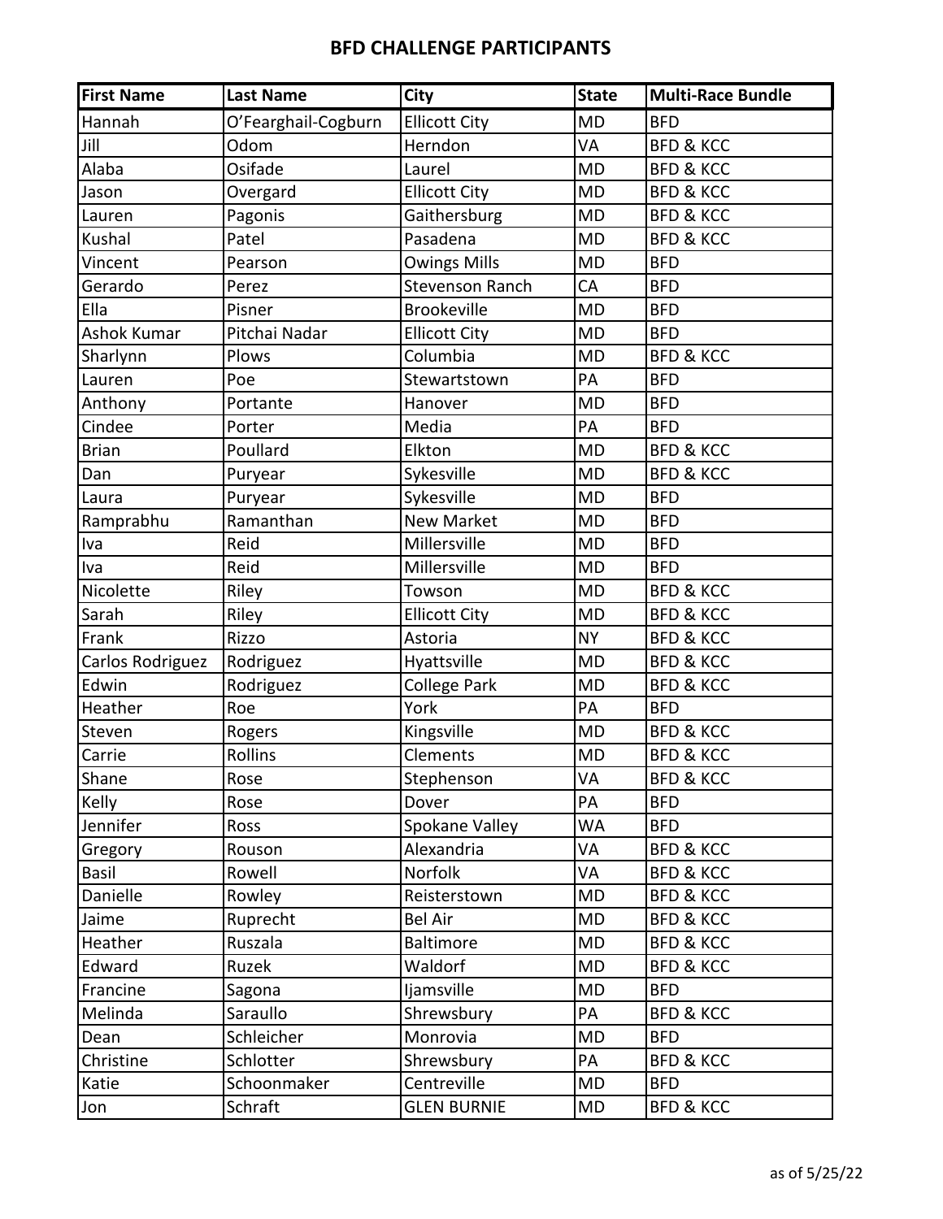## BFD CHALLENGE PARTICIPANTS

| First Name | Last Name | City | State | Multi-Race Bundle |
|---|---|---|---|---|
| Hannah | O'Fearghail-Cogburn | Ellicott City | MD | BFD |
| Jill | Odom | Herndon | VA | BFD & KCC |
| Alaba | Osifade | Laurel | MD | BFD & KCC |
| Jason | Overgard | Ellicott City | MD | BFD & KCC |
| Lauren | Pagonis | Gaithersburg | MD | BFD & KCC |
| Kushal | Patel | Pasadena | MD | BFD & KCC |
| Vincent | Pearson | Owings Mills | MD | BFD |
| Gerardo | Perez | Stevenson Ranch | CA | BFD |
| Ella | Pisner | Brookeville | MD | BFD |
| Ashok Kumar | Pitchai Nadar | Ellicott City | MD | BFD |
| Sharlynn | Plows | Columbia | MD | BFD & KCC |
| Lauren | Poe | Stewartstown | PA | BFD |
| Anthony | Portante | Hanover | MD | BFD |
| Cindee | Porter | Media | PA | BFD |
| Brian | Poullard | Elkton | MD | BFD & KCC |
| Dan | Puryear | Sykesville | MD | BFD & KCC |
| Laura | Puryear | Sykesville | MD | BFD |
| Ramprabhu | Ramanthan | New Market | MD | BFD |
| Iva | Reid | Millersville | MD | BFD |
| Iva | Reid | Millersville | MD | BFD |
| Nicolette | Riley | Towson | MD | BFD & KCC |
| Sarah | Riley | Ellicott City | MD | BFD & KCC |
| Frank | Rizzo | Astoria | NY | BFD & KCC |
| Carlos Rodriguez | Rodriguez | Hyattsville | MD | BFD & KCC |
| Edwin | Rodriguez | College Park | MD | BFD & KCC |
| Heather | Roe | York | PA | BFD |
| Steven | Rogers | Kingsville | MD | BFD & KCC |
| Carrie | Rollins | Clements | MD | BFD & KCC |
| Shane | Rose | Stephenson | VA | BFD & KCC |
| Kelly | Rose | Dover | PA | BFD |
| Jennifer | Ross | Spokane Valley | WA | BFD |
| Gregory | Rouson | Alexandria | VA | BFD & KCC |
| Basil | Rowell | Norfolk | VA | BFD & KCC |
| Danielle | Rowley | Reisterstown | MD | BFD & KCC |
| Jaime | Ruprecht | Bel Air | MD | BFD & KCC |
| Heather | Ruszala | Baltimore | MD | BFD & KCC |
| Edward | Ruzek | Waldorf | MD | BFD & KCC |
| Francine | Sagona | Ijamsville | MD | BFD |
| Melinda | Saraullo | Shrewsbury | PA | BFD & KCC |
| Dean | Schleicher | Monrovia | MD | BFD |
| Christine | Schlotter | Shrewsbury | PA | BFD & KCC |
| Katie | Schoonmaker | Centreville | MD | BFD |
| Jon | Schraft | GLEN BURNIE | MD | BFD & KCC |

as of 5/25/22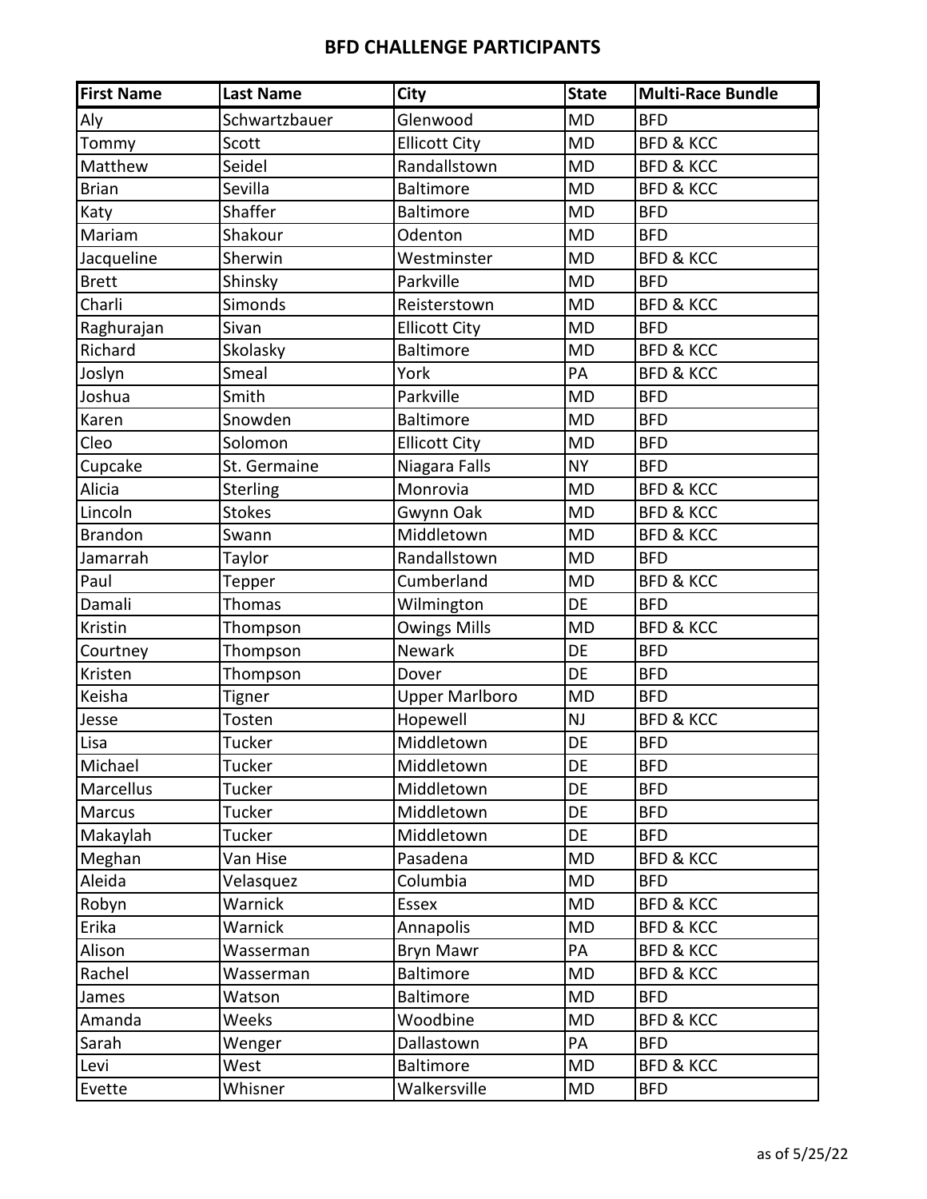## BFD CHALLENGE PARTICIPANTS

| First Name | Last Name | City | State | Multi-Race Bundle |
|---|---|---|---|---|
| Aly | Schwartzbauer | Glenwood | MD | BFD |
| Tommy | Scott | Ellicott City | MD | BFD & KCC |
| Matthew | Seidel | Randallstown | MD | BFD & KCC |
| Brian | Sevilla | Baltimore | MD | BFD & KCC |
| Katy | Shaffer | Baltimore | MD | BFD |
| Mariam | Shakour | Odenton | MD | BFD |
| Jacqueline | Sherwin | Westminster | MD | BFD & KCC |
| Brett | Shinsky | Parkville | MD | BFD |
| Charli | Simonds | Reisterstown | MD | BFD & KCC |
| Raghurajan | Sivan | Ellicott City | MD | BFD |
| Richard | Skolasky | Baltimore | MD | BFD & KCC |
| Joslyn | Smeal | York | PA | BFD & KCC |
| Joshua | Smith | Parkville | MD | BFD |
| Karen | Snowden | Baltimore | MD | BFD |
| Cleo | Solomon | Ellicott City | MD | BFD |
| Cupcake | St. Germaine | Niagara Falls | NY | BFD |
| Alicia | Sterling | Monrovia | MD | BFD & KCC |
| Lincoln | Stokes | Gwynn Oak | MD | BFD & KCC |
| Brandon | Swann | Middletown | MD | BFD & KCC |
| Jamarrah | Taylor | Randallstown | MD | BFD |
| Paul | Tepper | Cumberland | MD | BFD & KCC |
| Damali | Thomas | Wilmington | DE | BFD |
| Kristin | Thompson | Owings Mills | MD | BFD & KCC |
| Courtney | Thompson | Newark | DE | BFD |
| Kristen | Thompson | Dover | DE | BFD |
| Keisha | Tigner | Upper Marlboro | MD | BFD |
| Jesse | Tosten | Hopewell | NJ | BFD & KCC |
| Lisa | Tucker | Middletown | DE | BFD |
| Michael | Tucker | Middletown | DE | BFD |
| Marcellus | Tucker | Middletown | DE | BFD |
| Marcus | Tucker | Middletown | DE | BFD |
| Makaylah | Tucker | Middletown | DE | BFD |
| Meghan | Van Hise | Pasadena | MD | BFD & KCC |
| Aleida | Velasquez | Columbia | MD | BFD |
| Robyn | Warnick | Essex | MD | BFD & KCC |
| Erika | Warnick | Annapolis | MD | BFD & KCC |
| Alison | Wasserman | Bryn Mawr | PA | BFD & KCC |
| Rachel | Wasserman | Baltimore | MD | BFD & KCC |
| James | Watson | Baltimore | MD | BFD |
| Amanda | Weeks | Woodbine | MD | BFD & KCC |
| Sarah | Wenger | Dallastown | PA | BFD |
| Levi | West | Baltimore | MD | BFD & KCC |
| Evette | Whisner | Walkersville | MD | BFD |

as of 5/25/22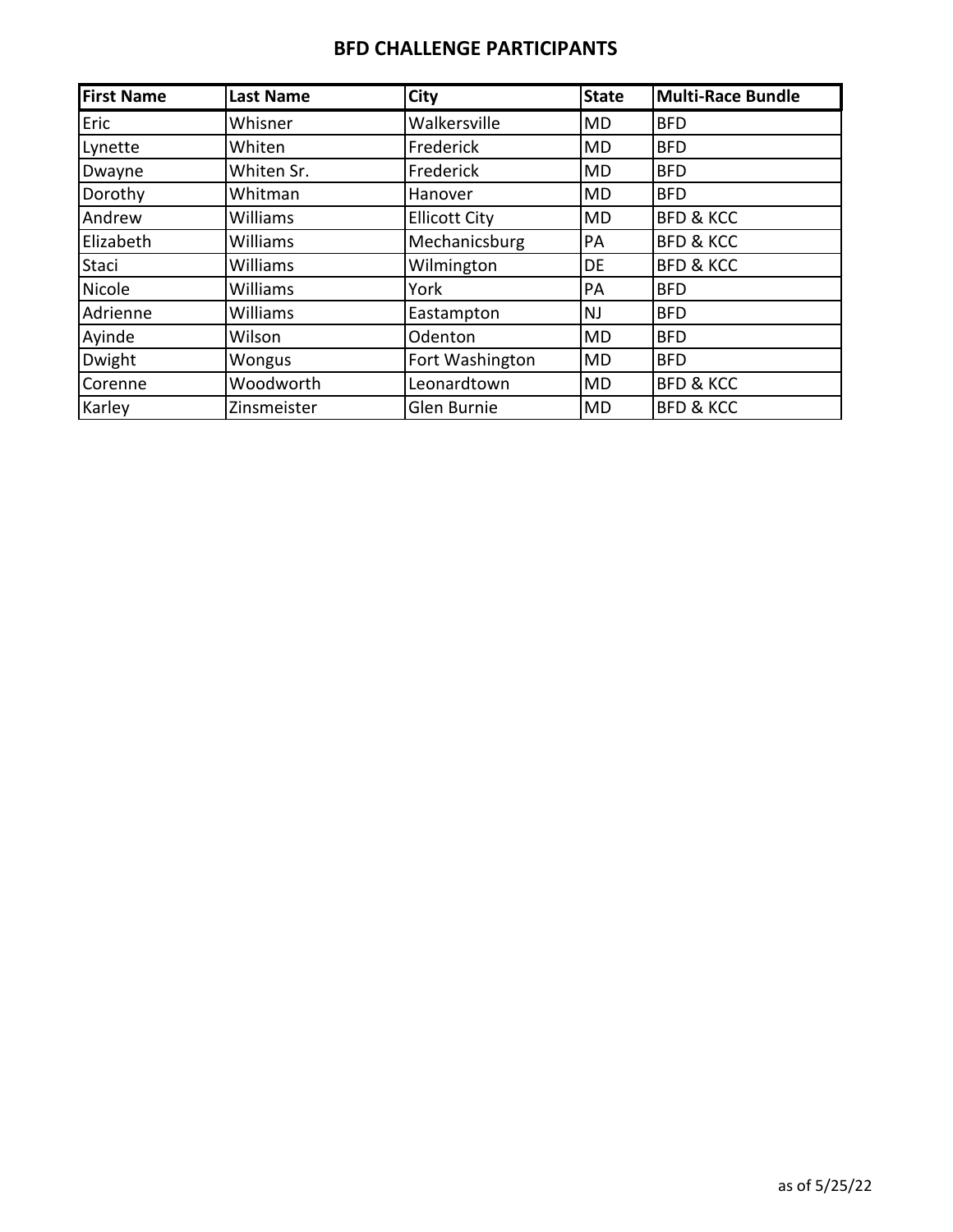## BFD CHALLENGE PARTICIPANTS

| First Name | Last Name | City | State | Multi-Race Bundle |
|---|---|---|---|---|
| Eric | Whisner | Walkersville | MD | BFD |
| Lynette | Whiten | Frederick | MD | BFD |
| Dwayne | Whiten Sr. | Frederick | MD | BFD |
| Dorothy | Whitman | Hanover | MD | BFD |
| Andrew | Williams | Ellicott City | MD | BFD & KCC |
| Elizabeth | Williams | Mechanicsburg | PA | BFD & KCC |
| Staci | Williams | Wilmington | DE | BFD & KCC |
| Nicole | Williams | York | PA | BFD |
| Adrienne | Williams | Eastampton | NJ | BFD |
| Ayinde | Wilson | Odenton | MD | BFD |
| Dwight | Wongus | Fort Washington | MD | BFD |
| Corenne | Woodworth | Leonardtown | MD | BFD & KCC |
| Karley | Zinsmeister | Glen Burnie | MD | BFD & KCC |

as of 5/25/22